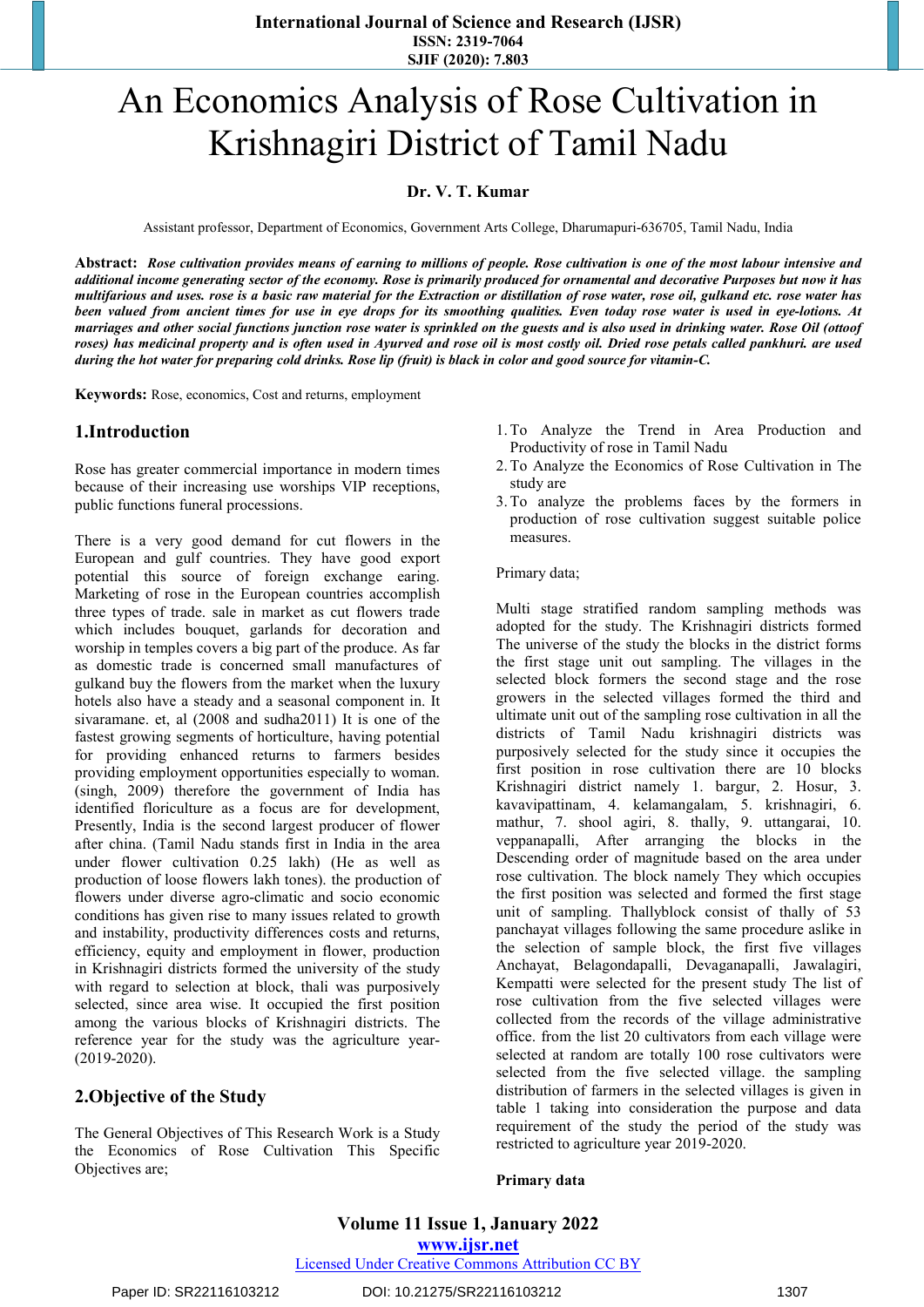# An Economics Analysis of Rose Cultivation in Krishnagiri District of Tamil Nadu

**Dr. V. T. Kumar**

Assistant professor, Department of Economics, Government Arts College, Dharumapuri-636705, Tamil Nadu, India

**Abstract:** ***Rose cultivation provides means of earning to millions of people. Rose cultivation is one of the most labour intensive and additional income generating sector of the economy. Rose is primarily produced for ornamental and decorative Purposes but now it has multifarious and uses. rose is a basic raw material for the Extraction or distillation of rose water, rose oil, gulkand etc. rose water has been valued from ancient times for use in eye drops for its smoothing qualities. Even today rose water is used in eye-lotions. At marriages and other social functions junction rose water is sprinkled on the guests and is also used in drinking water. Rose Oil (ottoof roses) has medicinal property and is often used in Ayurved and rose oil is most costly oil. Dried rose petals called pankhuri. are used during the hot water for preparing cold drinks. Rose lip (fruit) is black in color and good source for vitamin-C.***

**Keywords:** Rose, economics, Cost and returns, employment

## 1.Introduction

Rose has greater commercial importance in modern times because of their increasing use worships VIP receptions, public functions funeral processions.

There is a very good demand for cut flowers in the European and gulf countries. They have good export potential this source of foreign exchange earing. Marketing of rose in the European countries accomplish three types of trade. sale in market as cut flowers trade which includes bouquet, garlands for decoration and worship in temples covers a big part of the produce. As far as domestic trade is concerned small manufactures of gulkand buy the flowers from the market when the luxury hotels also have a steady and a seasonal component in. It sivaramane. et, al (2008 and sudha2011) It is one of the fastest growing segments of horticulture, having potential for providing enhanced returns to farmers besides providing employment opportunities especially to woman. (singh, 2009) therefore the government of India has identified floriculture as a focus are for development, Presently, India is the second largest producer of flower after china. (Tamil Nadu stands first in India in the area under flower cultivation 0.25 lakh) (He as well as production of loose flowers lakh tones). the production of flowers under diverse agro-climatic and socio economic conditions has given rise to many issues related to growth and instability, productivity differences costs and returns, efficiency, equity and employment in flower, production in Krishnagiri districts formed the university of the study with regard to selection at block, thali was purposively selected, since area wise. It occupied the first position among the various blocks of Krishnagiri districts. The reference year for the study was the agriculture year-(2019-2020).

## 2.Objective of the Study

The General Objectives of This Research Work is a Study the Economics of Rose Cultivation This Specific Objectives are;

1. To Analyze the Trend in Area Production and Productivity of rose in Tamil Nadu
2. To Analyze the Economics of Rose Cultivation In The study are
3. To analyze the problems faces by the formers in production of rose cultivation suggest suitable police measures.

Primary data;

Multi stage stratified random sampling methods was adopted for the study. The Krishnagiri districts formed The universe of the study the blocks in the district forms the first stage unit out sampling. The villages in the selected block formers the second stage and the rose growers in the selected villages formed the third and ultimate unit out of the sampling rose cultivation in all the districts of Tamil Nadu krishnagiri districts was purposively selected for the study since it occupies the first position in rose cultivation there are 10 blocks Krishnagiri district namely 1. bargur, 2. Hosur, 3. kavavipattinam, 4. kelamangalam, 5. krishnagiri, 6. mathur, 7. shool agiri, 8. thally, 9. uttangarai, 10. veppanapalli, After arranging the blocks in the Descending order of magnitude based on the area under rose cultivation. The block namely They which occupies the first position was selected and formed the first stage unit of sampling. Thallyblock consist of thally of 53 panchayat villages following the same procedure aslike in the selection of sample block, the first five villages Anchayat, Belagondapalli, Devaganapalli, Jawalagiri, Kempatti were selected for the present study The list of rose cultivation from the five selected villages were collected from the records of the village administrative office. from the list 20 cultivators from each village were selected at random are totally 100 rose cultivators were selected from the five selected village. the sampling distribution of farmers in the selected villages is given in table 1 taking into consideration the purpose and data requirement of the study the period of the study was restricted to agriculture year 2019-2020.

**Primary data**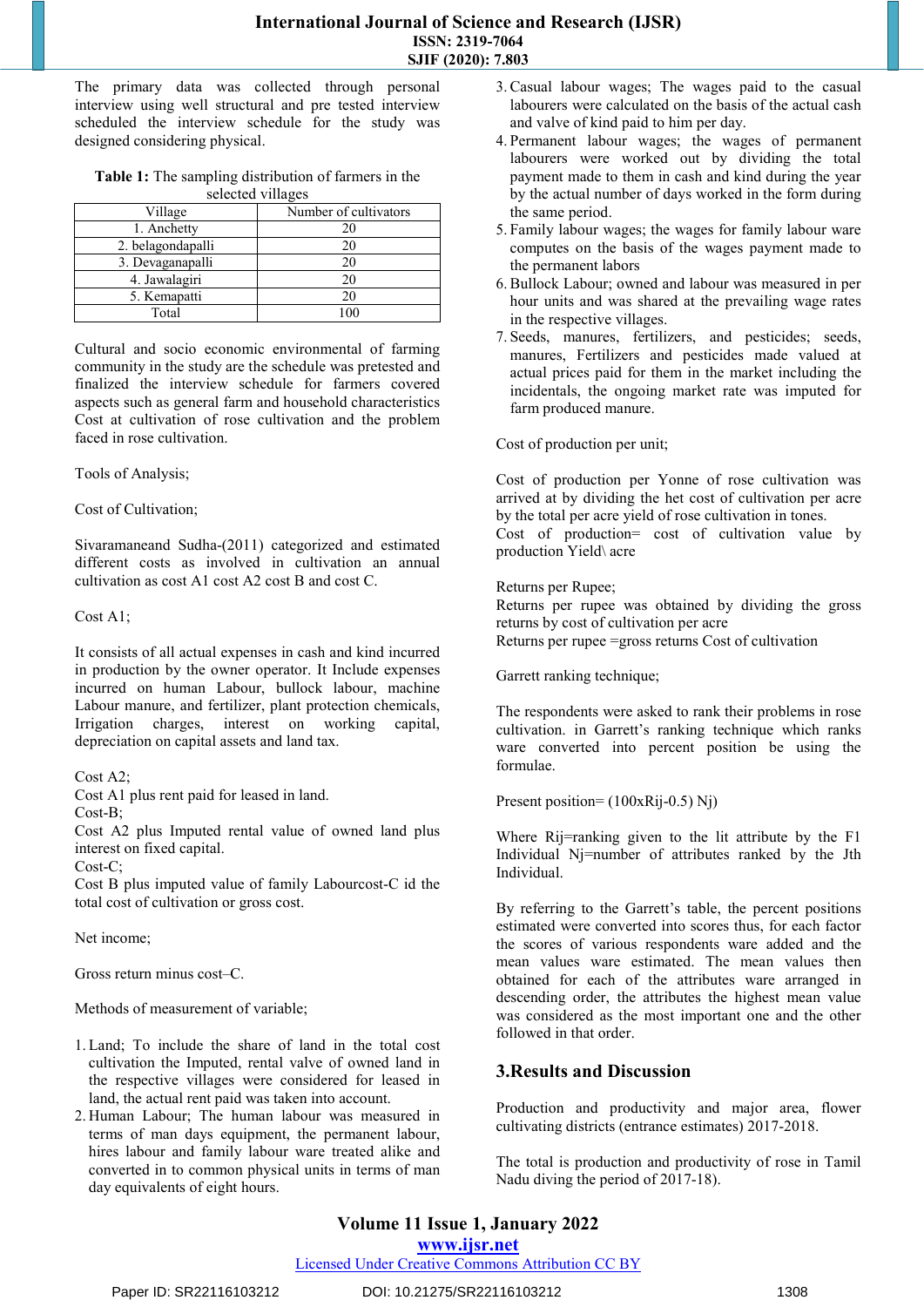The primary data was collected through personal interview using well structural and pre tested interview scheduled the interview schedule for the study was designed considering physical.

**Table 1:** The sampling distribution of farmers in the selected villages

| Village | Number of cultivators |
|---|---|
| 1. Anchetty | 20 |
| 2. belagondapalli | 20 |
| 3. Devaganapalli | 20 |
| 4. Jawalagiri | 20 |
| 5. Kemapatti | 20 |
| Total | 100 |

Cultural and socio economic environmental of farming community in the study are the schedule was pretested and finalized the interview schedule for farmers covered aspects such as general farm and household characteristics Cost at cultivation of rose cultivation and the problem faced in rose cultivation.

Tools of Analysis;

Cost of Cultivation;

Sivaramaneand Sudha-(2011) categorized and estimated different costs as involved in cultivation an annual cultivation as cost A1 cost A2 cost B and cost C.

Cost A1;

It consists of all actual expenses in cash and kind incurred in production by the owner operator. It Include expenses incurred on human Labour, bullock labour, machine Labour manure, and fertilizer, plant protection chemicals, Irrigation charges, interest on working capital, depreciation on capital assets and land tax.

Cost A2;
Cost A1 plus rent paid for leased in land.
Cost-B;
Cost A2 plus Imputed rental value of owned land plus interest on fixed capital.
Cost-C;
Cost B plus imputed value of family Labourcost-C id the total cost of cultivation or gross cost.

Net income;

Gross return minus cost–C.

Methods of measurement of variable;

1. Land; To include the share of land in the total cost cultivation the Imputed, rental valve of owned land in the respective villages were considered for leased in land, the actual rent paid was taken into account.
2. Human Labour; The human labour was measured in terms of man days equipment, the permanent labour, hires labour and family labour ware treated alike and converted in to common physical units in terms of man day equivalents of eight hours.
3. Casual labour wages; The wages paid to the casual labourers were calculated on the basis of the actual cash and valve of kind paid to him per day.
4. Permanent labour wages; the wages of permanent labourers were worked out by dividing the total payment made to them in cash and kind during the year by the actual number of days worked in the form during the same period.
5. Family labour wages; the wages for family labour ware computes on the basis of the wages payment made to the permanent labors
6. Bullock Labour; owned and labour was measured in per hour units and was shared at the prevailing wage rates in the respective villages.
7. Seeds, manures, fertilizers, and pesticides; seeds, manures, Fertilizers and pesticides made valued at actual prices paid for them in the market including the incidentals, the ongoing market rate was imputed for farm produced manure.

Cost of production per unit;

Cost of production per Yonne of rose cultivation was arrived at by dividing the het cost of cultivation per acre by the total per acre yield of rose cultivation in tones.
Cost of production= cost of cultivation value by production Yield\ acre

Returns per Rupee;
Returns per rupee was obtained by dividing the gross returns by cost of cultivation per acre
Returns per rupee =gross returns Cost of cultivation

Garrett ranking technique;

The respondents were asked to rank their problems in rose cultivation. in Garrett's ranking technique which ranks ware converted into percent position be using the formulae.

Present position= (100xRij-0.5) Nj)

Where Rij=ranking given to the lit attribute by the F1 Individual Nj=number of attributes ranked by the Jth Individual.

By referring to the Garrett's table, the percent positions estimated were converted into scores thus, for each factor the scores of various respondents ware added and the mean values ware estimated. The mean values then obtained for each of the attributes ware arranged in descending order, the attributes the highest mean value was considered as the most important one and the other followed in that order.

## 3.Results and Discussion

Production and productivity and major area, flower cultivating districts (entrance estimates) 2017-2018.

The total is production and productivity of rose in Tamil Nadu diving the period of 2017-18).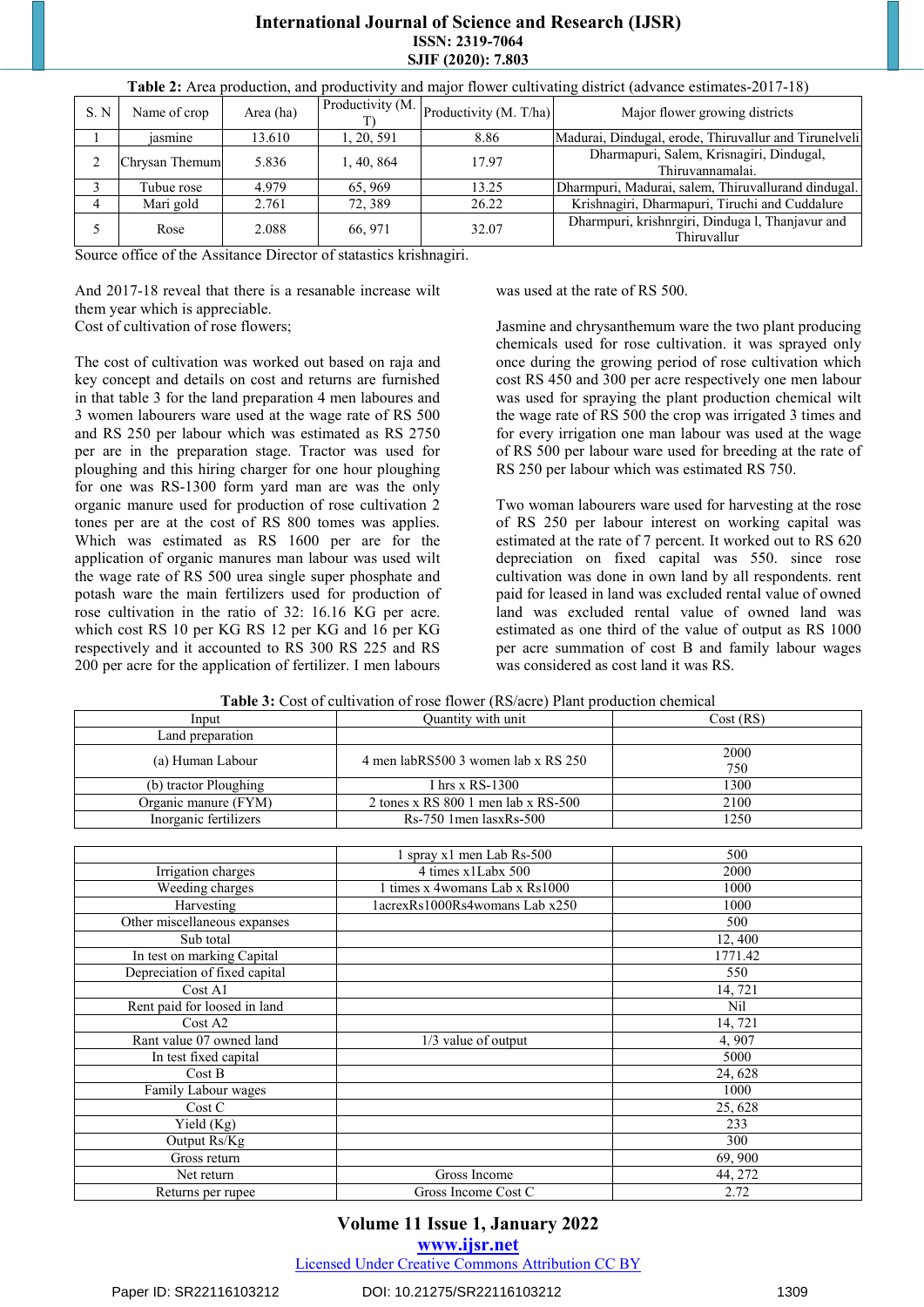**Table 2:** Area production, and productivity and major flower cultivating district (advance estimates-2017-18)

| S. N | Name of crop | Area (ha) | Productivity (M. T) | Productivity (M. T/ha) | Major flower growing districts |
|---|---|---|---|---|---|
| 1 | jasmine | 13.610 | 1, 20, 591 | 8.86 | Madurai, Dindugal, erode, Thiruvallur and Tirunelveli |
| 2 | Chrysan Themum | 5.836 | 1, 40, 864 | 17.97 | Dharmapuri, Salem, Krisnagiri, Dindugal, Thiruvannamalai. |
| 3 | Tubue rose | 4.979 | 65, 969 | 13.25 | Dharmpuri, Madurai, salem, Thiruvallurand dindugal. |
| 4 | Mari gold | 2.761 | 72, 389 | 26.22 | Krishnagiri, Dharmapuri, Tiruchi and Cuddalure |
| 5 | Rose | 2.088 | 66, 971 | 32.07 | Dharmpuri, krishnrgiri, Dinduga l, Thanjavur and Thiruvallur |

Source office of the Assitance Director of statastics krishnagiri.

And 2017-18 reveal that there is a resanable increase wilt them year which is appreciable.

Cost of cultivation of rose flowers;

The cost of cultivation was worked out based on raja and key concept and details on cost and returns are furnished in that table 3 for the land preparation 4 men laboures and 3 women labourers ware used at the wage rate of RS 500 and RS 250 per labour which was estimated as RS 2750 per are in the preparation stage. Tractor was used for ploughing and this hiring charger for one hour ploughing for one was RS-1300 form yard man are was the only organic manure used for production of rose cultivation 2 tones per are at the cost of RS 800 tomes was applies. Which was estimated as RS 1600 per acre for the application of organic manures man labour was used wilt the wage rate of RS 500 urea single super phosphate and potash ware the main fertilizers used for production of rose cultivation in the ratio of 32: 16.16 KG per acre. which cost RS 10 per KG RS 12 per KG and 16 per KG respectively and it accounted to RS 300 RS 225 and RS 200 per acre for the application of fertilizer. I men labours was used at the rate of RS 500.

Jasmine and chrysanthemum ware the two plant producing chemicals used for rose cultivation. it was sprayed only once during the growing period of rose cultivation which cost RS 450 and 300 per acre respectively one men labour was used for spraying the plant production chemical wit the wage rate of RS 500 the crop was irrigated 3 times and for every irrigation one man labour was used at the wage of RS 500 per labour ware used for breeding at the rate of RS 250 per labour which was estimated RS 750.

Two woman labourers ware used for harvesting at the rose of RS 250 per labour interest on working capital was estimated at the rate of 7 percent. It worked out to RS 620 depreciation on fixed capital was 550. since rose cultivation was done in own land by all respondents. rent paid for leased in land was excluded rental value of owned land was excluded rental value of owned land was estimated as one third of the value of output as RS 1000 per acre summation of cost B and family labour wages was considered as cost land it was RS.

**Table 3:** Cost of cultivation of rose flower (RS/acre) Plant production chemical

| Input | Quantity with unit | Cost (RS) |
|---|---|---|
| Land preparation | | |
| (a) Human Labour | 4 men labRS500 3 women lab x RS 250 | 2000<br>750 |
| (b) tractor Ploughing | I hrs x RS-1300 | 1300 |
| Organic manure (FYM) | 2 tones x RS 800 1 men lab x RS-500 | 2100 |
| Inorganic fertilizers | Rs-750 1men lasxRs-500 | 1250 |
| | 1 spray x1 men Lab Rs-500 | 500 |
| Irrigation charges | 4 times x1Labx 500 | 2000 |
| Weeding charges | 1 times x 4womans Lab x Rs1000 | 1000 |
| Harvesting | 1acrexRs1000Rs4womans Lab x250 | 1000 |
| Other miscellaneous expanses | | 500 |
| Sub total | | 12, 400 |
| In test on marking Capital | | 1771.42 |
| Depreciation of fixed capital | | 550 |
| Cost A1 | | 14, 721 |
| Rent paid for loosed in land | | Nil |
| Cost A2 | | 14, 721 |
| Rant value 07 owned land | 1/3 value of output | 4, 907 |
| In test fixed capital | | 5000 |
| Cost B | | 24, 628 |
| Family Labour wages | | 1000 |
| Cost C | | 25, 628 |
| Yield (Kg) | | 233 |
| Output Rs/Kg | | 300 |
| Gross return | | 69, 900 |
| Net return | Gross Income | 44, 272 |
| Returns per rupee | Gross Income Cost C | 2.72 |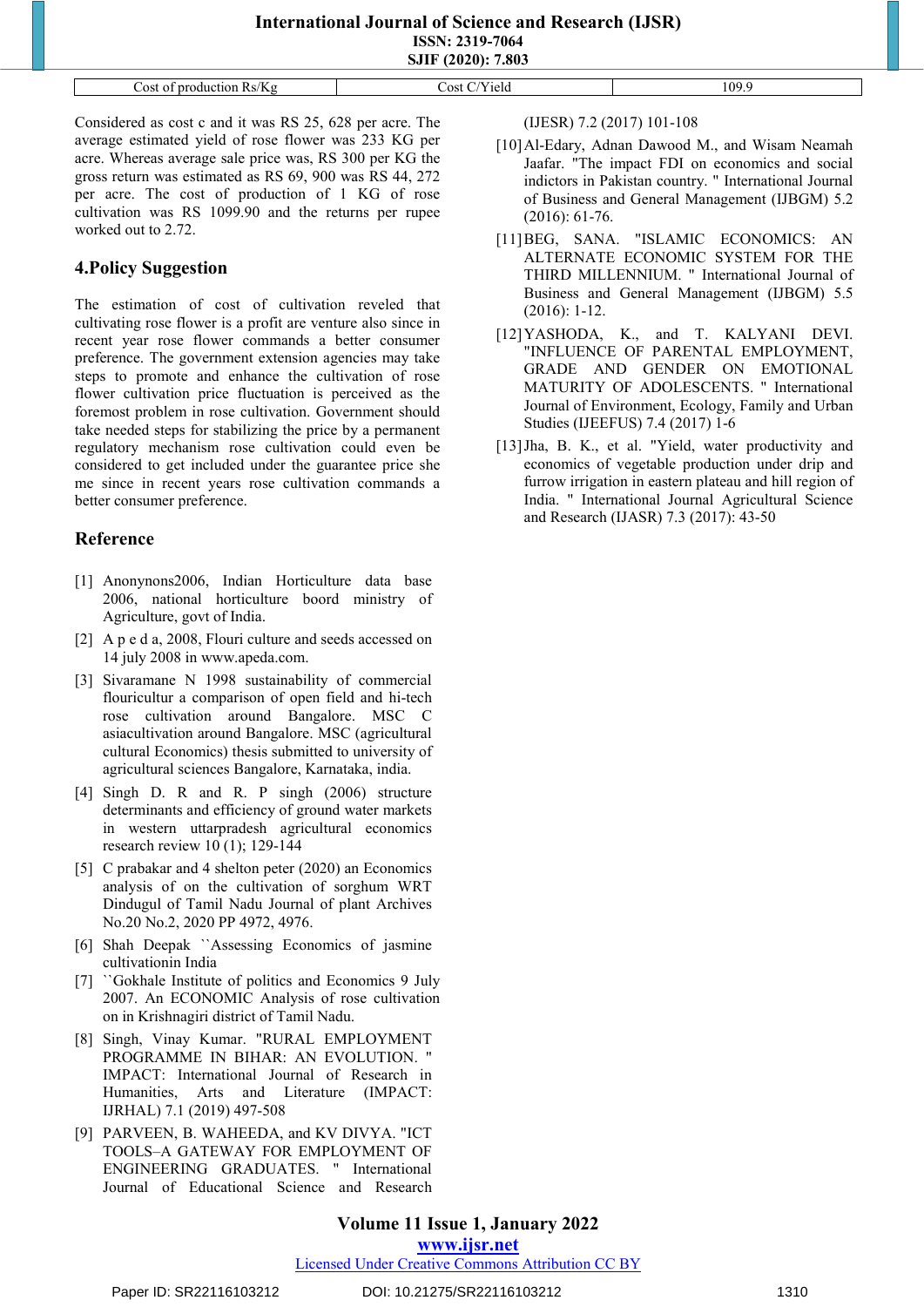| | | |
|---|---|---|
| Cost of production Rs/Kg | Cost C/Yield | 109.9 |

Considered as cost c and it was RS 25, 628 per acre. The average estimated yield of rose flower was 233 KG per acre. Whereas average sale price was, RS 300 per KG the gross return was estimated as RS 69, 900 was RS 44, 272 per acre. The cost of production of 1 KG of rose cultivation was RS 1099.90 and the returns per rupee worked out to 2.72.

## 4.Policy Suggestion

The estimation of cost of cultivation reveled that cultivating rose flower is a profit are venture also since in recent year rose flower commands a better consumer preference. The government extension agencies may take steps to promote and enhance the cultivation of rose flower cultivation price fluctuation is perceived as the foremost problem in rose cultivation. Government should take needed steps for stabilizing the price by a permanent regulatory mechanism rose cultivation could even be considered to get included under the guarantee price she me since in recent years rose cultivation commands a better consumer preference.

## Reference

[1] Anonynons2006, Indian Horticulture data base 2006, national horticulture boord ministry of Agriculture, govt of India.

[2] A p e d a, 2008, Flouri culture and seeds accessed on 14 july 2008 in www.apeda.com.

[3] Sivaramane N 1998 sustainability of commercial flouricultur a comparison of open field and hi-tech rose cultivation around Bangalore. MSC C asiacultivation around Bangalore. MSC (agricultural cultural Economics) thesis submitted to university of agricultural sciences Bangalore, Karnataka, india.

[4] Singh D. R and R. P singh (2006) structure determinants and efficiency of ground water markets in western uttarpradesh agricultural economics research review 10 (1); 129-144

[5] C prabakar and 4 shelton peter (2020) an Economics analysis of on the cultivation of sorghum WRT Dindugul of Tamil Nadu Journal of plant Archives No.20 No.2, 2020 PP 4972, 4976.

[6] Shah Deepak ``Assessing Economics of jasmine cultivationin India

[7] ``Gokhale Institute of politics and Economics 9 July 2007. An ECONOMIC Analysis of rose cultivation on in Krishnagiri district of Tamil Nadu.

[8] Singh, Vinay Kumar. "RURAL EMPLOYMENT PROGRAMME IN BIHAR: AN EVOLUTION. " IMPACT: International Journal of Research in Humanities, Arts and Literature (IMPACT: IJRHAL) 7.1 (2019) 497-508

[9] PARVEEN, B. WAHEEDA, and KV DIVYA. "ICT TOOLS–A GATEWAY FOR EMPLOYMENT OF ENGINEERING GRADUATES. " International Journal of Educational Science and Research (IJESR) 7.2 (2017) 101-108

[10] Al-Edary, Adnan Dawood M., and Wisam Neamah Jaafar. "The impact FDI on economics and social indictors in Pakistan country. " International Journal of Business and General Management (IJBGM) 5.2 (2016): 61-76.

[11] BEG, SANA. "ISLAMIC ECONOMICS: AN ALTERNATE ECONOMIC SYSTEM FOR THE THIRD MILLENNIUM. " International Journal of Business and General Management (IJBGM) 5.5 (2016): 1-12.

[12] YASHODA, K., and T. KALYANI DEVI. "INFLUENCE OF PARENTAL EMPLOYMENT, GRADE AND GENDER ON EMOTIONAL MATURITY OF ADOLESCENTS. " International Journal of Environment, Ecology, Family and Urban Studies (IJEEFUS) 7.4 (2017) 1-6

[13] Jha, B. K., et al. "Yield, water productivity and economics of vegetable production under drip and furrow irrigation in eastern plateau and hill region of India. " International Journal Agricultural Science and Research (IJASR) 7.3 (2017): 43-50